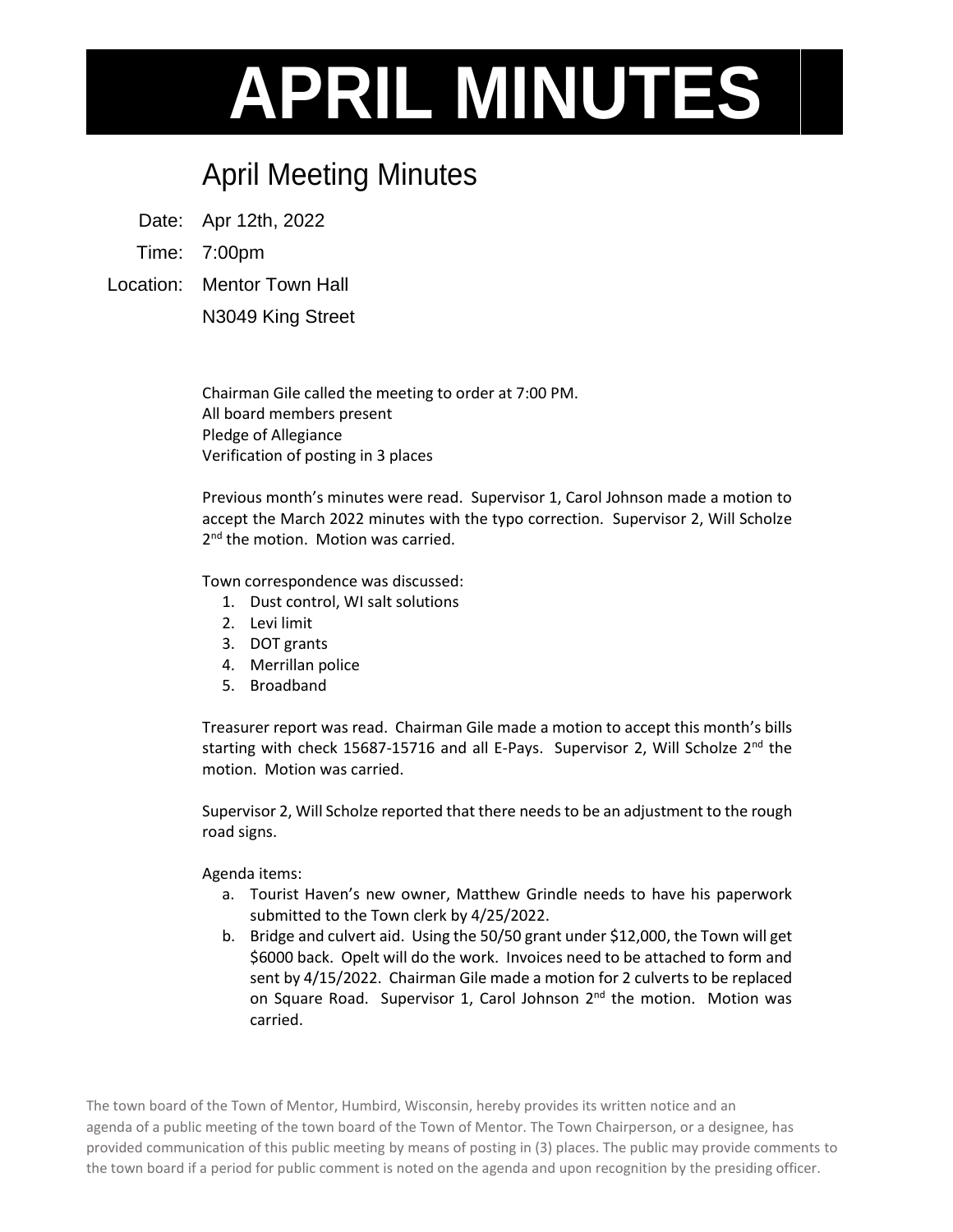# APRIL MINUTES

## April Meeting Minutes

Date: Apr 12th, 2022

Time: 7:00pm

Location: Mentor Town Hall

N3049 King Street

Chairman Gile called the meeting to order at 7:00 PM.
All board members present
Pledge of Allegiance
Verification of posting in 3 places

Previous month's minutes were read. Supervisor 1, Carol Johnson made a motion to accept the March 2022 minutes with the typo correction. Supervisor 2, Will Scholze 2nd the motion. Motion was carried.

Town correspondence was discussed:

1. Dust control, WI salt solutions
2. Levi limit
3. DOT grants
4. Merrillan police
5. Broadband

Treasurer report was read. Chairman Gile made a motion to accept this month's bills starting with check 15687-15716 and all E-Pays. Supervisor 2, Will Scholze 2nd the motion. Motion was carried.

Supervisor 2, Will Scholze reported that there needs to be an adjustment to the rough road signs.

Agenda items:

a. Tourist Haven's new owner, Matthew Grindle needs to have his paperwork submitted to the Town clerk by 4/25/2022.
b. Bridge and culvert aid. Using the 50/50 grant under $12,000, the Town will get $6000 back. Opelt will do the work. Invoices need to be attached to form and sent by 4/15/2022. Chairman Gile made a motion for 2 culverts to be replaced on Square Road. Supervisor 1, Carol Johnson 2nd the motion. Motion was carried.

The town board of the Town of Mentor, Humbird, Wisconsin, hereby provides its written notice and an agenda of a public meeting of the town board of the Town of Mentor. The Town Chairperson, or a designee, has provided communication of this public meeting by means of posting in (3) places. The public may provide comments to the town board if a period for public comment is noted on the agenda and upon recognition by the presiding officer.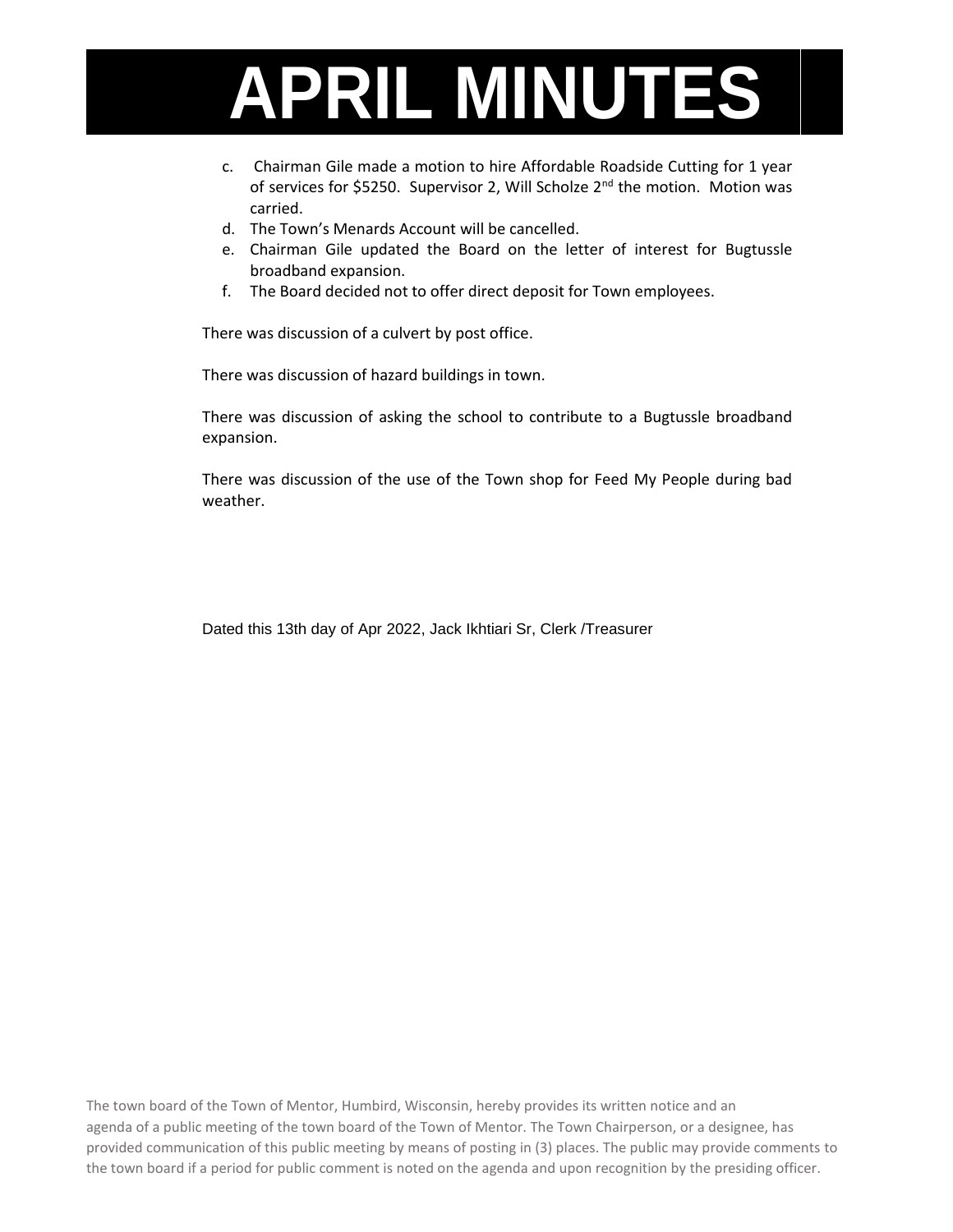# APRIL MINUTES

c. Chairman Gile made a motion to hire Affordable Roadside Cutting for 1 year of services for $5250. Supervisor 2, Will Scholze 2nd the motion. Motion was carried.
d. The Town's Menards Account will be cancelled.
e. Chairman Gile updated the Board on the letter of interest for Bugtussle broadband expansion.
f. The Board decided not to offer direct deposit for Town employees.

There was discussion of a culvert by post office.

There was discussion of hazard buildings in town.

There was discussion of asking the school to contribute to a Bugtussle broadband expansion.

There was discussion of the use of the Town shop for Feed My People during bad weather.

Dated this 13th day of Apr 2022, Jack Ikhtiari Sr, Clerk /Treasurer

The town board of the Town of Mentor, Humbird, Wisconsin, hereby provides its written notice and an agenda of a public meeting of the town board of the Town of Mentor. The Town Chairperson, or a designee, has provided communication of this public meeting by means of posting in (3) places. The public may provide comments to the town board if a period for public comment is noted on the agenda and upon recognition by the presiding officer.